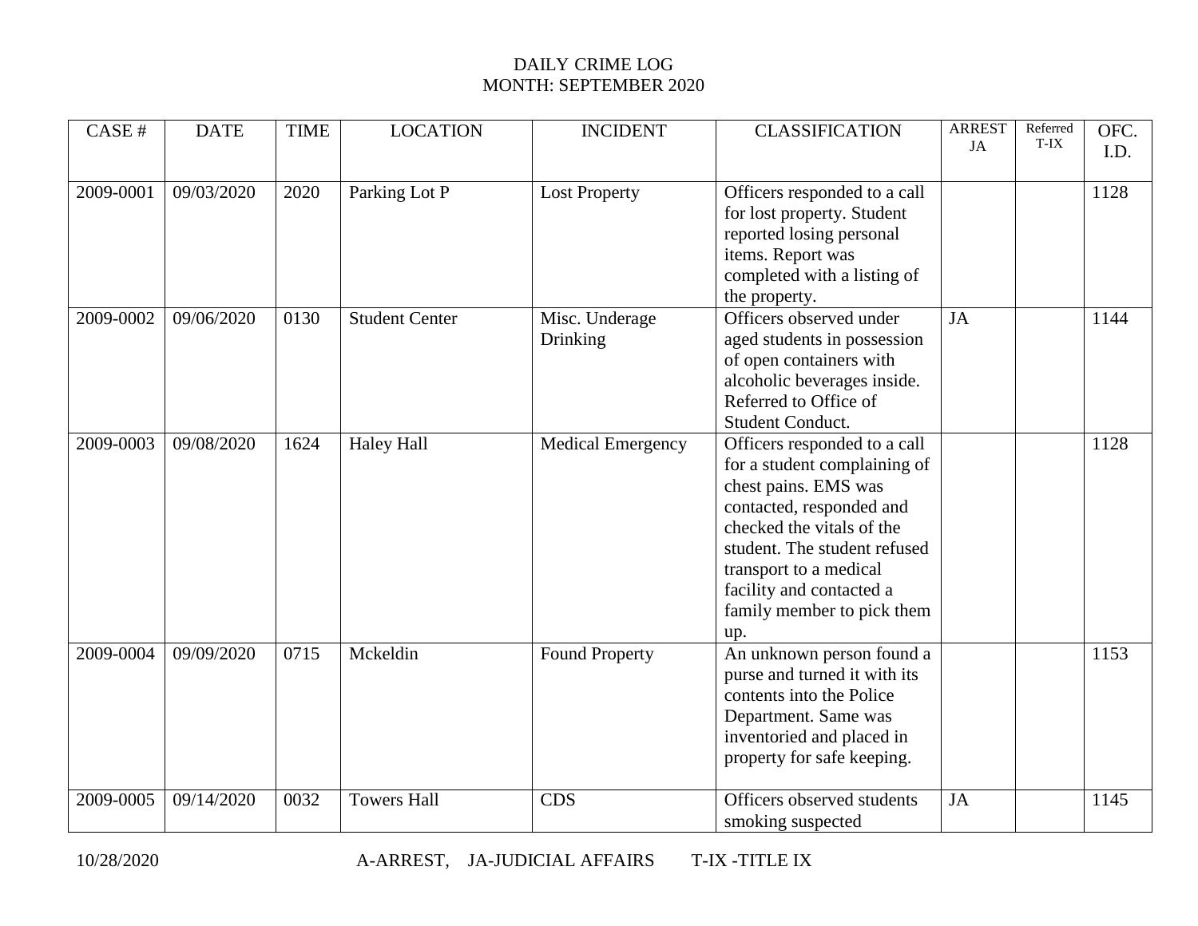DAILY CRIME LOG
MONTH: SEPTEMBER 2020

| CASE # | DATE | TIME | LOCATION | INCIDENT | CLASSIFICATION | ARREST JA | Referred T-IX | OFC. I.D. |
|---|---|---|---|---|---|---|---|---|
| 2009-0001 | 09/03/2020 | 2020 | Parking Lot P | Lost Property | Officers responded to a call for lost property. Student reported losing personal items. Report was completed with a listing of the property. | | | 1128 |
| 2009-0002 | 09/06/2020 | 0130 | Student Center | Misc. Underage Drinking | Officers observed under aged students in possession of open containers with alcoholic beverages inside. Referred to Office of Student Conduct. | JA | | 1144 |
| 2009-0003 | 09/08/2020 | 1624 | Haley Hall | Medical Emergency | Officers responded to a call for a student complaining of chest pains. EMS was contacted, responded and checked the vitals of the student. The student refused transport to a medical facility and contacted a family member to pick them up. | | | 1128 |
| 2009-0004 | 09/09/2020 | 0715 | Mckeldin | Found Property | An unknown person found a purse and turned it with its contents into the Police Department. Same was inventoried and placed in property for safe keeping. | | | 1153 |
| 2009-0005 | 09/14/2020 | 0032 | Towers Hall | CDS | Officers observed students smoking suspected | JA | | 1145 |

10/28/2020 A-ARREST, JA-JUDICIAL AFFAIRS T-IX -TITLE IX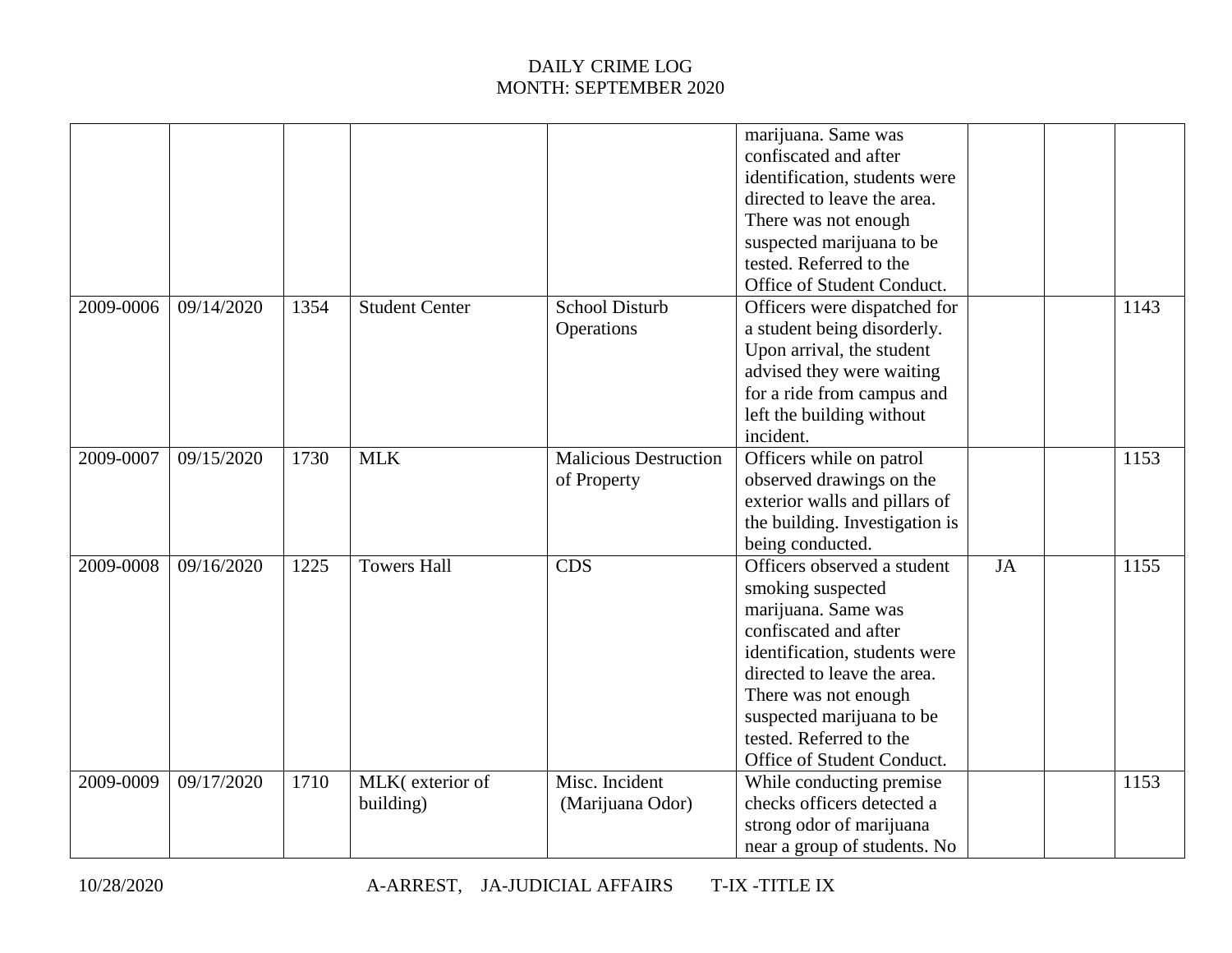# DAILY CRIME LOG
## MONTH: SEPTEMBER 2020

| | | | | | | | | |
|---|---|---|---|---|---|---|---|---|
| | | | | | marijuana. Same was confiscated and after identification, students were directed to leave the area. There was not enough suspected marijuana to be tested. Referred to the Office of Student Conduct. | | | |
| 2009-0006 | 09/14/2020 | 1354 | Student Center | School Disturb Operations | Officers were dispatched for a student being disorderly. Upon arrival, the student advised they were waiting for a ride from campus and left the building without incident. | | | 1143 |
| 2009-0007 | 09/15/2020 | 1730 | MLK | Malicious Destruction of Property | Officers while on patrol observed drawings on the exterior walls and pillars of the building. Investigation is being conducted. | | | 1153 |
| 2009-0008 | 09/16/2020 | 1225 | Towers Hall | CDS | Officers observed a student smoking suspected marijuana. Same was confiscated and after identification, students were directed to leave the area. There was not enough suspected marijuana to be tested. Referred to the Office of Student Conduct. | JA | | 1155 |
| 2009-0009 | 09/17/2020 | 1710 | MLK( exterior of building) | Misc. Incident (Marijuana Odor) | While conducting premise checks officers detected a strong odor of marijuana near a group of students. No | | | 1153 |

10/28/2020 A-ARREST, JA-JUDICIAL AFFAIRS T-IX -TITLE IX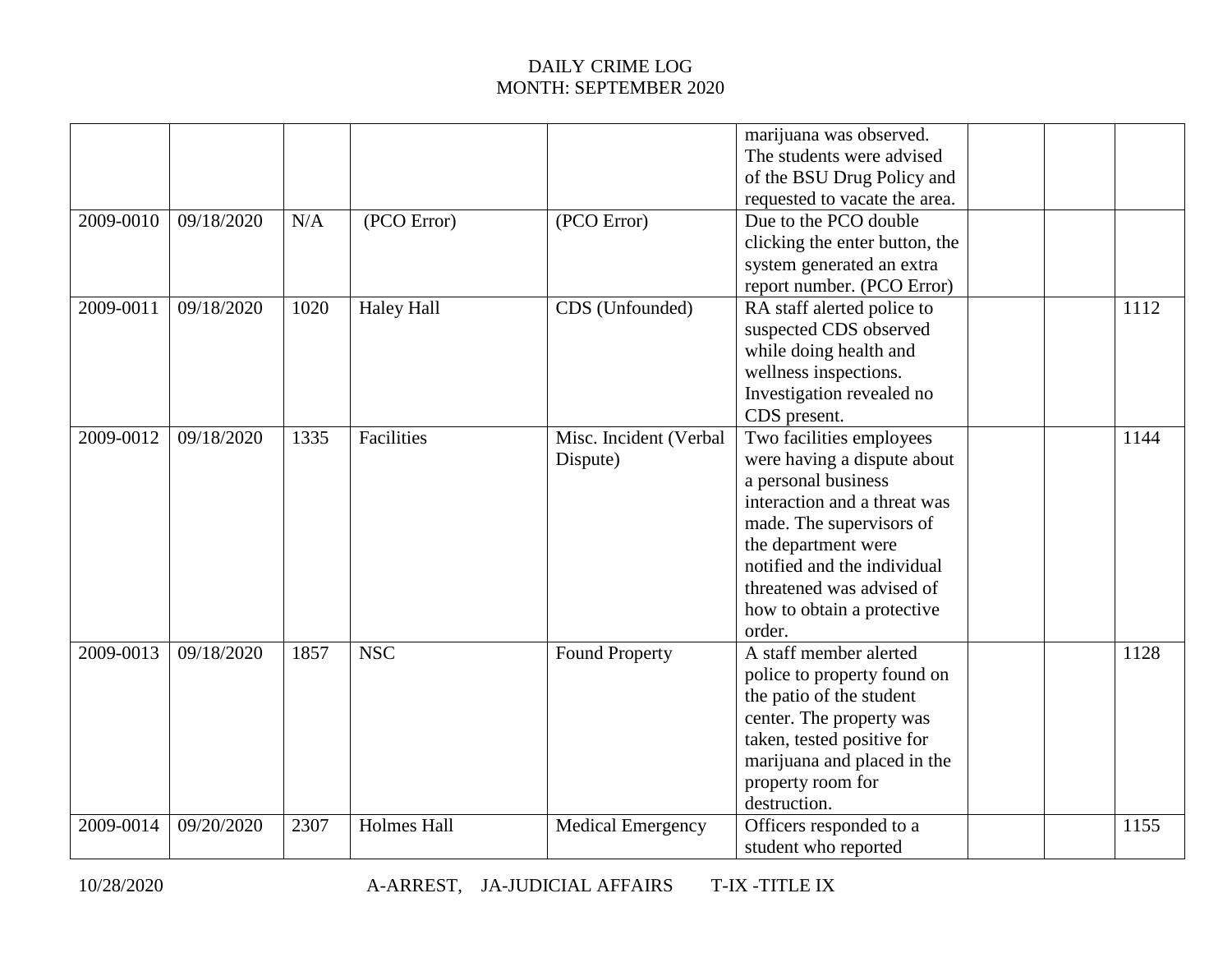DAILY CRIME LOG
MONTH: SEPTEMBER 2020

| | | | | | | | | |
|---|---|---|---|---|---|---|---|---|
| | | | | | marijuana was observed. The students were advised of the BSU Drug Policy and requested to vacate the area. | | | |
| 2009-0010 | 09/18/2020 | N/A | (PCO Error) | (PCO Error) | Due to the PCO double clicking the enter button, the system generated an extra report number. (PCO Error) | | | |
| 2009-0011 | 09/18/2020 | 1020 | Haley Hall | CDS (Unfounded) | RA staff alerted police to suspected CDS observed while doing health and wellness inspections. Investigation revealed no CDS present. | | | 1112 |
| 2009-0012 | 09/18/2020 | 1335 | Facilities | Misc. Incident (Verbal Dispute) | Two facilities employees were having a dispute about a personal business interaction and a threat was made. The supervisors of the department were notified and the individual threatened was advised of how to obtain a protective order. | | | 1144 |
| 2009-0013 | 09/18/2020 | 1857 | NSC | Found Property | A staff member alerted police to property found on the patio of the student center. The property was taken, tested positive for marijuana and placed in the property room for destruction. | | | 1128 |
| 2009-0014 | 09/20/2020 | 2307 | Holmes Hall | Medical Emergency | Officers responded to a student who reported | | | 1155 |

10/28/2020 A-ARREST, JA-JUDICIAL AFFAIRS T-IX -TITLE IX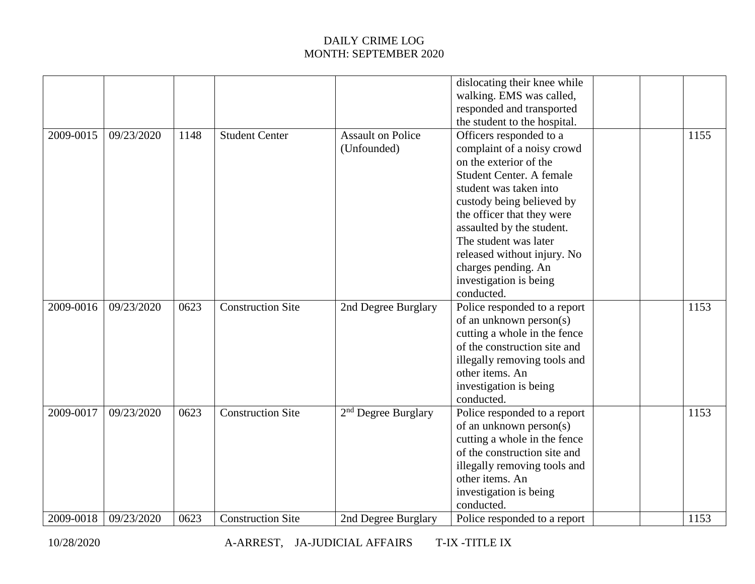DAILY CRIME LOG
MONTH: SEPTEMBER 2020

| | | | | | | | | |
|---|---|---|---|---|---|---|---|---|
| | | | | | dislocating their knee while walking. EMS was called, responded and transported the student to the hospital. | | | |
| 2009-0015 | 09/23/2020 | 1148 | Student Center | Assault on Police (Unfounded) | Officers responded to a complaint of a noisy crowd on the exterior of the Student Center. A female student was taken into custody being believed by the officer that they were assaulted by the student. The student was later released without injury. No charges pending. An investigation is being conducted. | | | 1155 |
| 2009-0016 | 09/23/2020 | 0623 | Construction Site | 2nd Degree Burglary | Police responded to a report of an unknown person(s) cutting a whole in the fence of the construction site and illegally removing tools and other items. An investigation is being conducted. | | | 1153 |
| 2009-0017 | 09/23/2020 | 0623 | Construction Site | 2nd Degree Burglary | Police responded to a report of an unknown person(s) cutting a whole in the fence of the construction site and illegally removing tools and other items. An investigation is being conducted. | | | 1153 |
| 2009-0018 | 09/23/2020 | 0623 | Construction Site | 2nd Degree Burglary | Police responded to a report | | | 1153 |

10/28/2020 A-ARREST, JA-JUDICIAL AFFAIRS T-IX -TITLE IX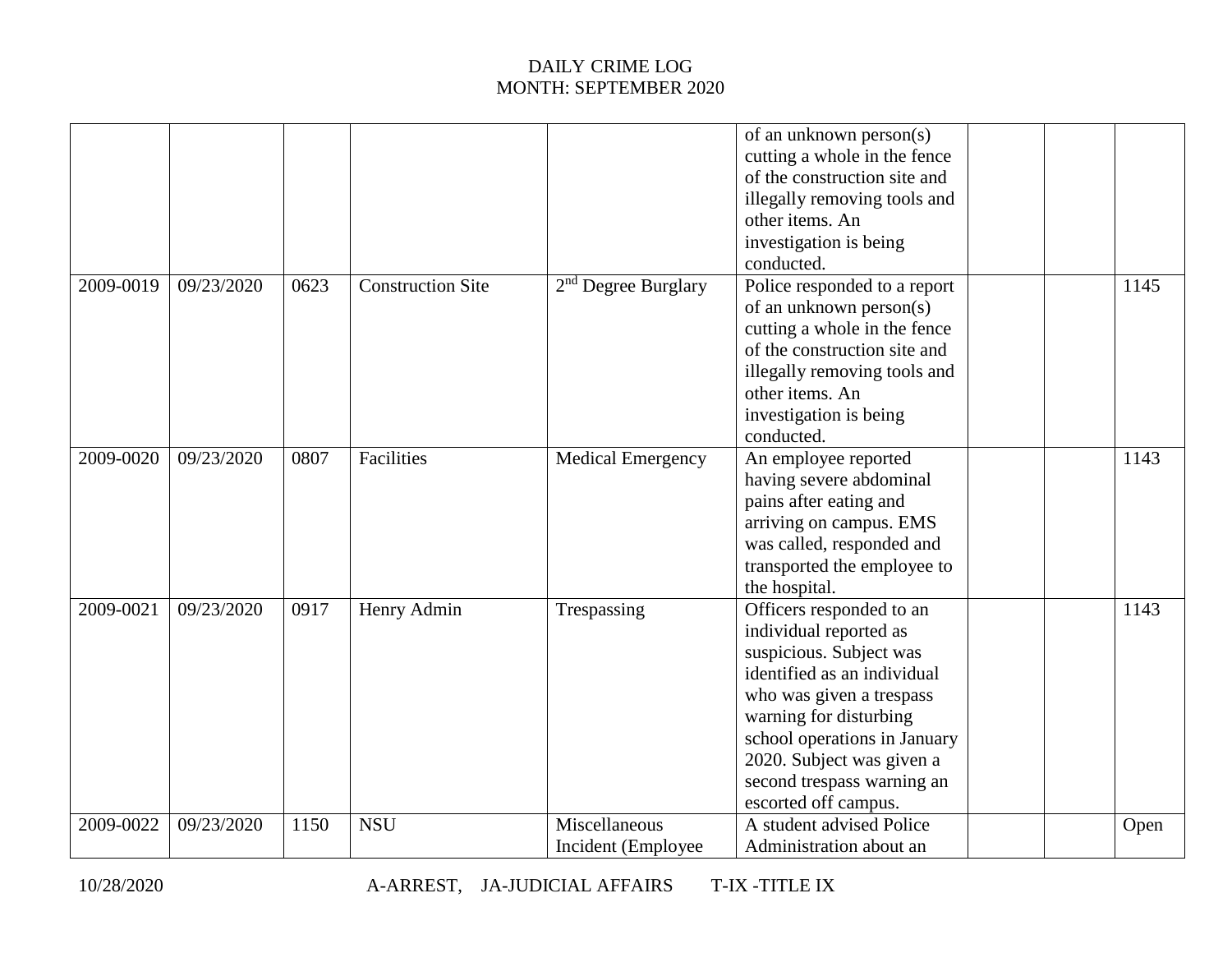DAILY CRIME LOG
MONTH: SEPTEMBER 2020

| | | | | | | | | |
|---|---|---|---|---|---|---|---|---|
| | | | | | of an unknown person(s) cutting a whole in the fence of the construction site and illegally removing tools and other items. An investigation is being conducted. | | | |
| 2009-0019 | 09/23/2020 | 0623 | Construction Site | 2nd Degree Burglary | Police responded to a report of an unknown person(s) cutting a whole in the fence of the construction site and illegally removing tools and other items. An investigation is being conducted. | | | 1145 |
| 2009-0020 | 09/23/2020 | 0807 | Facilities | Medical Emergency | An employee reported having severe abdominal pains after eating and arriving on campus. EMS was called, responded and transported the employee to the hospital. | | | 1143 |
| 2009-0021 | 09/23/2020 | 0917 | Henry Admin | Trespassing | Officers responded to an individual reported as suspicious. Subject was identified as an individual who was given a trespass warning for disturbing school operations in January 2020. Subject was given a second trespass warning an escorted off campus. | | | 1143 |
| 2009-0022 | 09/23/2020 | 1150 | NSU | Miscellaneous Incident (Employee | A student advised Police Administration about an | | | Open |

10/28/2020 A-ARREST, JA-JUDICIAL AFFAIRS T-IX -TITLE IX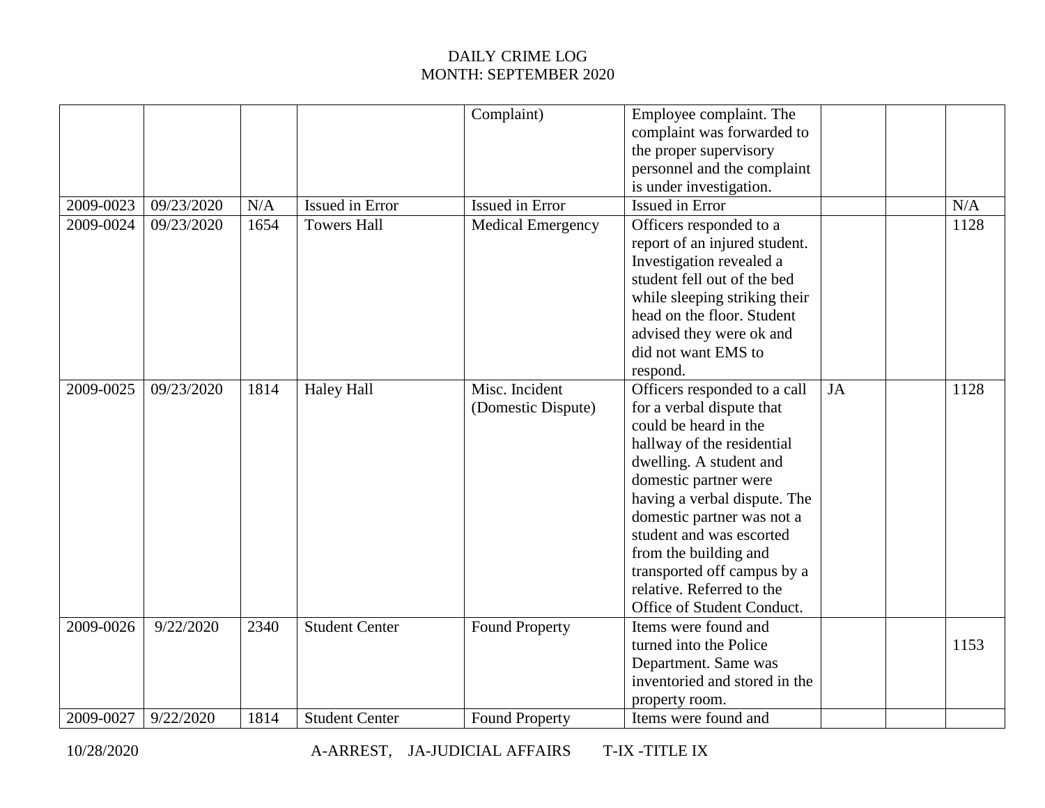DAILY CRIME LOG
MONTH: SEPTEMBER 2020

| | | | | | | | | |
|---|---|---|---|---|---|---|---|---|
| | | | | Complaint) | Employee complaint. The complaint was forwarded to the proper supervisory personnel and the complaint is under investigation. | | | |
| 2009-0023 | 09/23/2020 | N/A | Issued in Error | Issued in Error | Issued in Error | | | N/A |
| 2009-0024 | 09/23/2020 | 1654 | Towers Hall | Medical Emergency | Officers responded to a report of an injured student. Investigation revealed a student fell out of the bed while sleeping striking their head on the floor. Student advised they were ok and did not want EMS to respond. | | | 1128 |
| 2009-0025 | 09/23/2020 | 1814 | Haley Hall | Misc. Incident (Domestic Dispute) | Officers responded to a call for a verbal dispute that could be heard in the hallway of the residential dwelling. A student and domestic partner were having a verbal dispute. The domestic partner was not a student and was escorted from the building and transported off campus by a relative. Referred to the Office of Student Conduct. | JA | | 1128 |
| 2009-0026 | 9/22/2020 | 2340 | Student Center | Found Property | Items were found and turned into the Police Department. Same was inventoried and stored in the property room. | | | 1153 |
| 2009-0027 | 9/22/2020 | 1814 | Student Center | Found Property | Items were found and | | | |

10/28/2020 A-ARREST, JA-JUDICIAL AFFAIRS T-IX -TITLE IX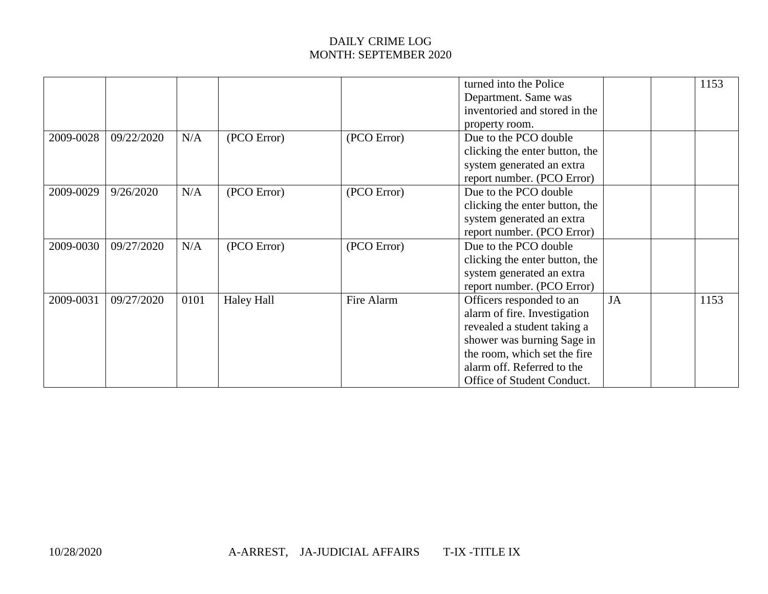DAILY CRIME LOG
MONTH: SEPTEMBER 2020

| | | | | | | | | |
|---|---|---|---|---|---|---|---|---|
| | | | | | turned into the Police Department. Same was inventoried and stored in the property room. | | | 1153 |
| 2009-0028 | 09/22/2020 | N/A | (PCO Error) | (PCO Error) | Due to the PCO double clicking the enter button, the system generated an extra report number. (PCO Error) | | | |
| 2009-0029 | 9/26/2020 | N/A | (PCO Error) | (PCO Error) | Due to the PCO double clicking the enter button, the system generated an extra report number. (PCO Error) | | | |
| 2009-0030 | 09/27/2020 | N/A | (PCO Error) | (PCO Error) | Due to the PCO double clicking the enter button, the system generated an extra report number. (PCO Error) | | | |
| 2009-0031 | 09/27/2020 | 0101 | Haley Hall | Fire Alarm | Officers responded to an alarm of fire. Investigation revealed a student taking a shower was burning Sage in the room, which set the fire alarm off. Referred to the Office of Student Conduct. | JA | | 1153 |

10/28/2020 A-ARREST, JA-JUDICIAL AFFAIRS T-IX -TITLE IX